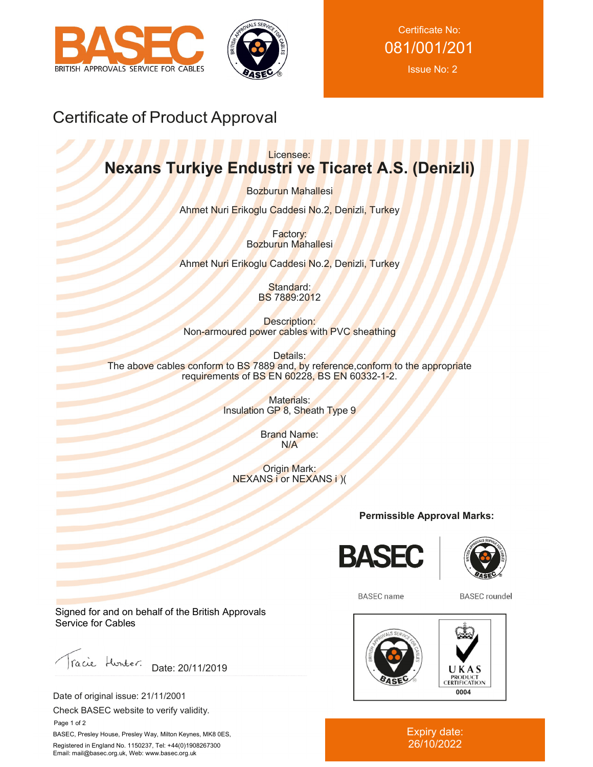BASEC
BRITISH APPROVALS SERVICE FOR CABLES

Certificate No:
081/001/201
Issue No: 2

# Certificate of Product Approval

Licensee:
**Nexans Turkiye Endustri ve Ticaret A.S. (Denizli)**

Bozburun Mahallesi

Ahmet Nuri Erikoglu Caddesi No.2, Denizli, Turkey

Factory:
Bozburun Mahallesi

Ahmet Nuri Erikoglu Caddesi No.2, Denizli, Turkey

Standard:
BS 7889:2012

Description:
Non-armoured power cables with PVC sheathing

Details:
The above cables conform to BS 7889 and, by reference,conform to the appropriate requirements of BS EN 60228, BS EN 60332-1-2.

Materials:
Insulation GP 8, Sheath Type 9

Brand Name:
N/A

Origin Mark:
NEXANS i or NEXANS i )(

**Permissible Approval Marks:**

BASEC name

BASEC roundel

UKAS PRODUCT CERTIFICATION 0004

Signed for and on behalf of the British Approvals Service for Cables

Date: 20/11/2019

Date of original issue: 21/11/2001

Check BASEC website to verify validity.

BASEC, Presley House, Presley Way, Milton Keynes, MK8 0ES,

Registered in England No. 1150237, Tel: +44(0)1908267300

Email: mail@basec.org.uk, Web: www.basec.org.uk

Expiry date:
26/10/2022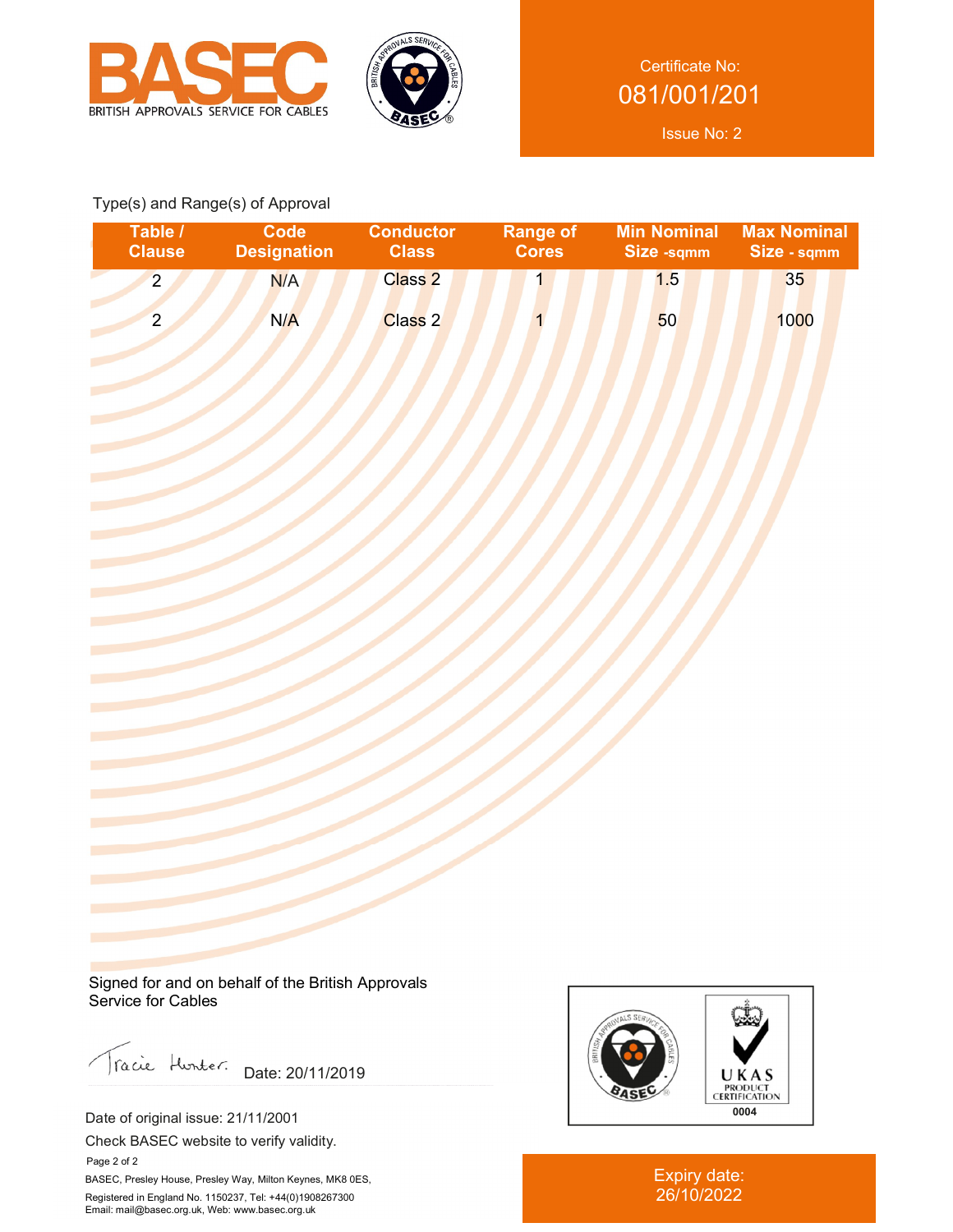BASEC
BRITISH APPROVALS SERVICE FOR CABLES

Certificate No:
081/001/201
Issue No: 2

Type(s) and Range(s) of Approval

| Table / Clause | Code Designation | Conductor Class | Range of Cores | Min Nominal Size -sqmm | Max Nominal Size - sqmm |
|---|---|---|---|---|---|
| 2 | N/A | Class 2 | 1 | 1.5 | 35 |
| 2 | N/A | Class 2 | 1 | 50 | 1000 |

Signed for and on behalf of the British Approvals Service for Cables

Tracie Hunter. Date: 20/11/2019

Date of original issue: 21/11/2001

Check BASEC website to verify validity.

UKAS PRODUCT CERTIFICATION 0004

BASEC, Presley House, Presley Way, Milton Keynes, MK8 0ES,
Registered in England No. 1150237, Tel: +44(0)1908267300
Email: mail@basec.org.uk, Web: www.basec.org.uk

Expiry date:
26/10/2022